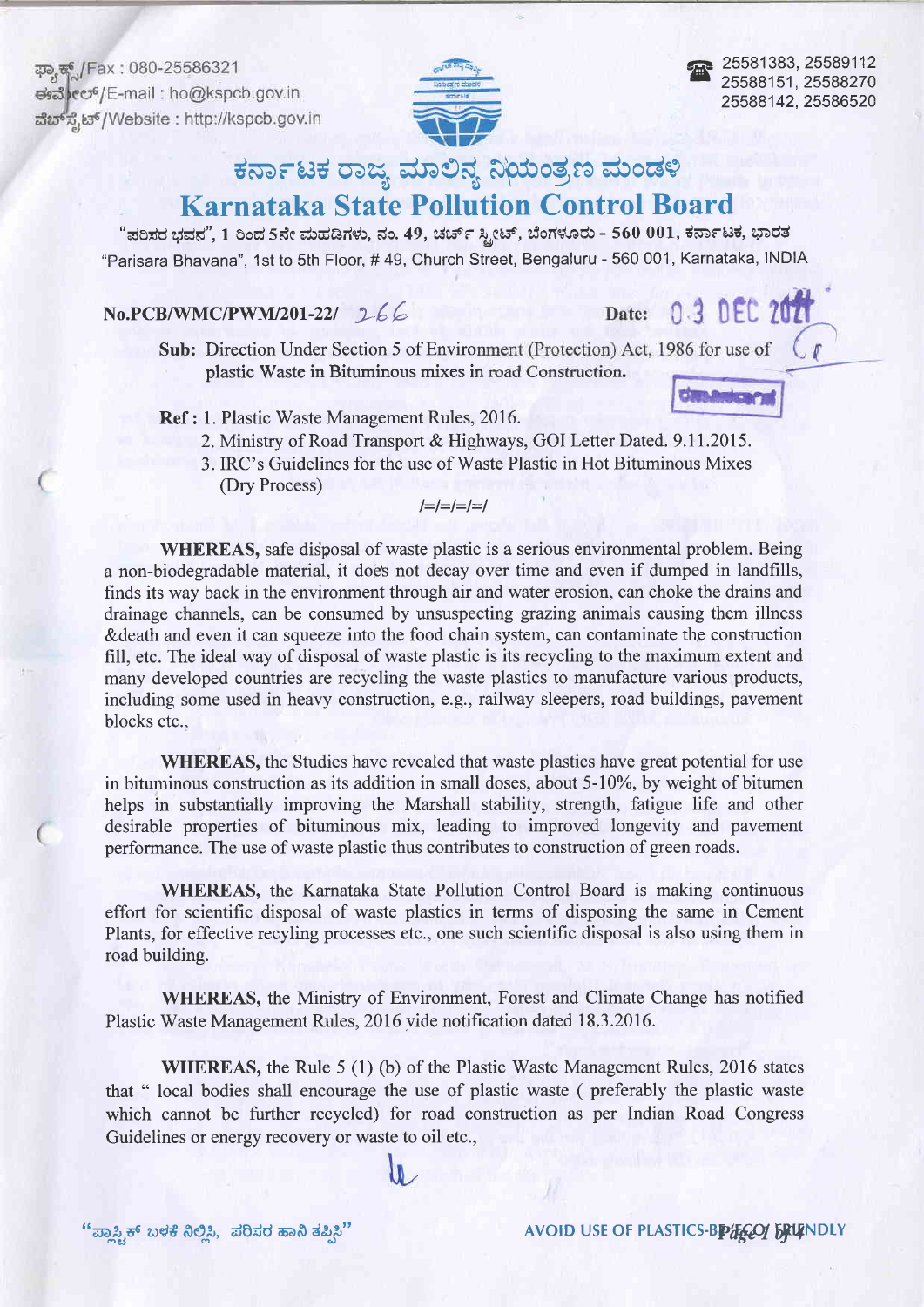ಫ್ಯಾಕ್ಸ್/Fax : 080-25586321
ಈಮೇಲ್/E-mail : ho@kspcb.gov.in
ವೆಬ್‌ಸೈಟ್/Website : http://kspcb.gov.in

25581383, 25589112
25588151, 25588270
25588142, 25586520

# ಕರ್ನಾಟಕ ರಾಜ್ಯ ಮಾಲಿನ್ಯ ನಿಯಂತ್ರಣ ಮಂಡಳಿ
# Karnataka State Pollution Control Board

"ಪರಿಸರ ಭವನ", 1 ರಿಂದ 5ನೇ ಮಹಡಿಗಳು, ನಂ. 49, ಚರ್ಚ್ ಸ್ಟ್ರೀಟ್, ಬೆಂಗಳೂರು - 560 001, ಕರ್ನಾಟಕ, ಭಾರತ
"Parisara Bhavana", 1st to 5th Floor, # 49, Church Street, Bengaluru - 560 001, Karnataka, INDIA

**No.PCB/WMC/PWM/201-22/ 266** **Date: 03 DEC 2021**

**Sub:** Direction Under Section 5 of Environment (Protection) Act, 1986 for use of plastic Waste in Bituminous mixes in road Construction.

**Ref :** 1. Plastic Waste Management Rules, 2016.
2. Ministry of Road Transport & Highways, GOI Letter Dated. 9.11.2015.
3. IRC's Guidelines for the use of Waste Plastic in Hot Bituminous Mixes (Dry Process)

/=/=/=/=/

**WHEREAS,** safe disposal of waste plastic is a serious environmental problem. Being a non-biodegradable material, it does not decay over time and even if dumped in landfills, finds its way back in the environment through air and water erosion, can choke the drains and drainage channels, can be consumed by unsuspecting grazing animals causing them illness &death and even it can squeeze into the food chain system, can contaminate the construction fill, etc. The ideal way of disposal of waste plastic is its recycling to the maximum extent and many developed countries are recycling the waste plastics to manufacture various products, including some used in heavy construction, e.g., railway sleepers, road buildings, pavement blocks etc.,

**WHEREAS,** the Studies have revealed that waste plastics have great potential for use in bituminous construction as its addition in small doses, about 5-10%, by weight of bitumen helps in substantially improving the Marshall stability, strength, fatigue life and other desirable properties of bituminous mix, leading to improved longevity and pavement performance. The use of waste plastic thus contributes to construction of green roads.

**WHEREAS,** the Karnataka State Pollution Control Board is making continuous effort for scientific disposal of waste plastics in terms of disposing the same in Cement Plants, for effective recyling processes etc., one such scientific disposal is also using them in road building.

**WHEREAS,** the Ministry of Environment, Forest and Climate Change has notified Plastic Waste Management Rules, 2016 vide notification dated 18.3.2016.

**WHEREAS,** the Rule 5 (1) (b) of the Plastic Waste Management Rules, 2016 states that " local bodies shall encourage the use of plastic waste ( preferably the plastic waste which cannot be further recycled) for road construction as per Indian Road Congress Guidelines or energy recovery or waste to oil etc.,

"ಪ್ಲಾಸ್ಟಿಕ್ ಬಳಕೆ ನಿಲ್ಲಿಸಿ, ಪರಿಸರ ಹಾನಿ ತಪ್ಪಿಸಿ"

AVOID USE OF PLASTICS-BE ECO FRIENDLY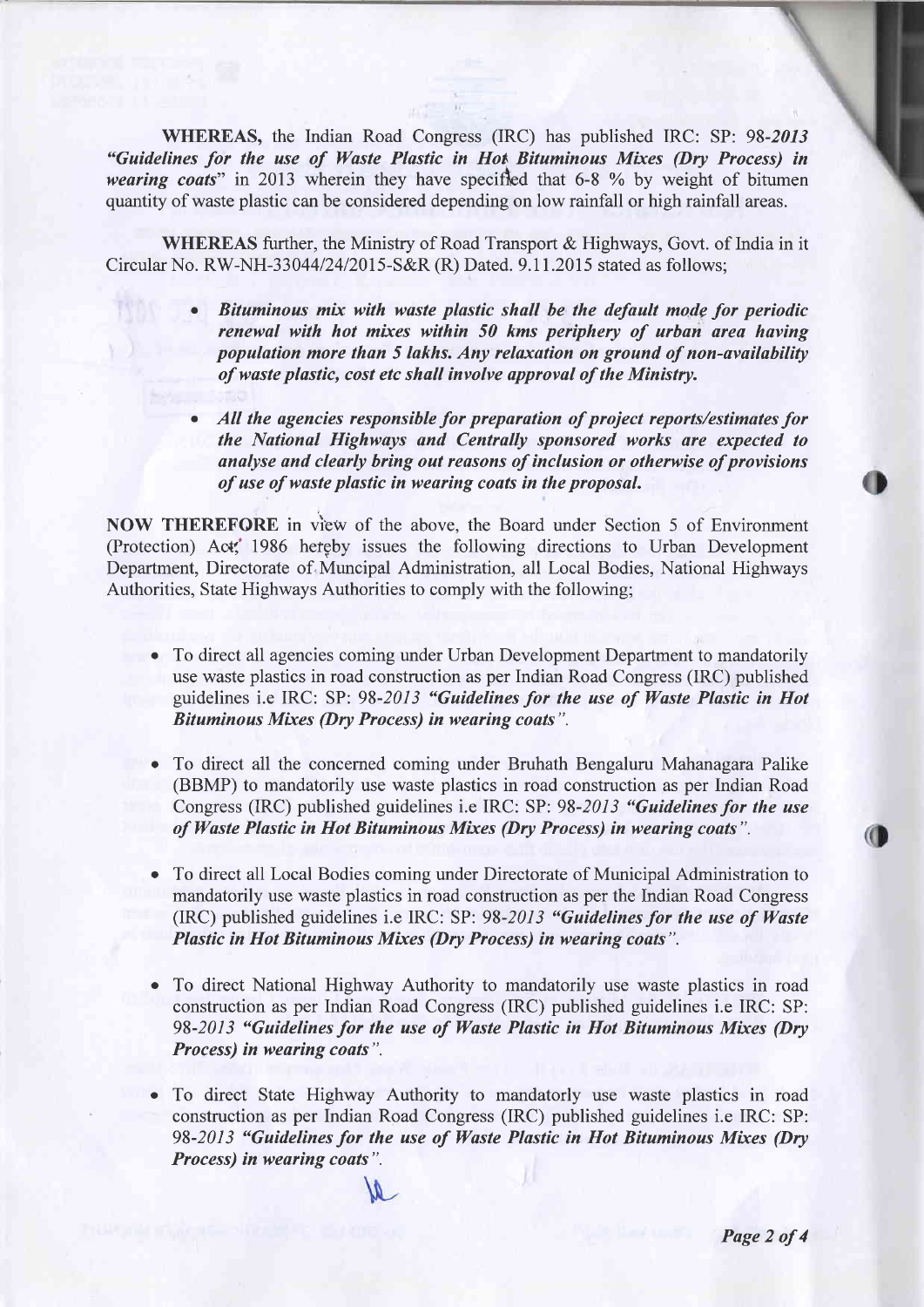**WHEREAS,** the Indian Road Congress (IRC) has published IRC: SP: 98-*2013 "Guidelines for the use of Waste Plastic in Hot Bituminous Mixes (Dry Process) in wearing coats*" in 2013 wherein they have specified that 6-8 % by weight of bitumen quantity of waste plastic can be considered depending on low rainfall or high rainfall areas.

**WHEREAS** further, the Ministry of Road Transport & Highways, Govt. of India in it Circular No. RW-NH-33044/24/2015-S&R (R) Dated. 9.11.2015 stated as follows;

- ***Bituminous mix with waste plastic shall be the default mode for periodic renewal with hot mixes within 50 kms periphery of urban area having population more than 5 lakhs. Any relaxation on ground of non-availability of waste plastic, cost etc shall involve approval of the Ministry.***
- ***All the agencies responsible for preparation of project reports/estimates for the National Highways and Centrally sponsored works are expected to analyse and clearly bring out reasons of inclusion or otherwise of provisions of use of waste plastic in wearing coats in the proposal.***

**NOW THEREFORE** in view of the above, the Board under Section 5 of Environment (Protection) Act, 1986 hereby issues the following directions to Urban Development Department, Directorate of Municipal Administration, all Local Bodies, National Highways Authorities, State Highways Authorities to comply with the following;

- To direct all agencies coming under Urban Development Department to mandatorily use waste plastics in road construction as per Indian Road Congress (IRC) published guidelines i.e IRC: SP: 98-*2013* ***"Guidelines for the use of Waste Plastic in Hot Bituminous Mixes (Dry Process) in wearing coats"***.
- To direct all the concerned coming under Bruhath Bengaluru Mahanagara Palike (BBMP) to mandatorily use waste plastics in road construction as per Indian Road Congress (IRC) published guidelines i.e IRC: SP: 98-*2013* ***"Guidelines for the use of Waste Plastic in Hot Bituminous Mixes (Dry Process) in wearing coats"***.
- To direct all Local Bodies coming under Directorate of Municipal Administration to mandatorily use waste plastics in road construction as per the Indian Road Congress (IRC) published guidelines i.e IRC: SP: 98-*2013* ***"Guidelines for the use of Waste Plastic in Hot Bituminous Mixes (Dry Process) in wearing coats"***.
- To direct National Highway Authority to mandatorily use waste plastics in road construction as per Indian Road Congress (IRC) published guidelines i.e IRC: SP: 98-*2013* ***"Guidelines for the use of Waste Plastic in Hot Bituminous Mixes (Dry Process) in wearing coats"***.
- To direct State Highway Authority to mandatorly use waste plastics in road construction as per Indian Road Congress (IRC) published guidelines i.e IRC: SP: 98-*2013* ***"Guidelines for the use of Waste Plastic in Hot Bituminous Mixes (Dry Process) in wearing coats"***.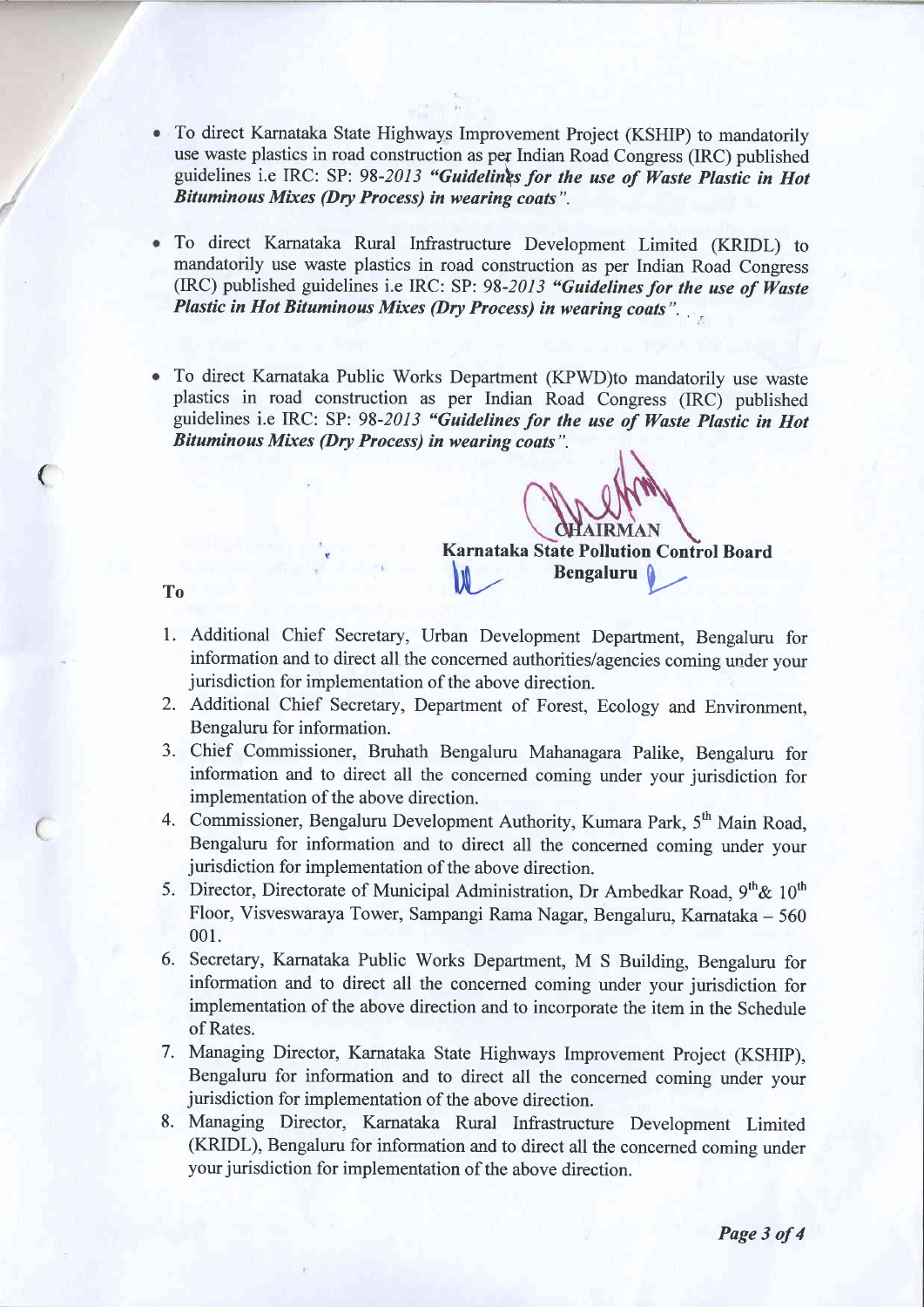- To direct Karnataka State Highways Improvement Project (KSHIP) to mandatorily use waste plastics in road construction as per Indian Road Congress (IRC) published guidelines i.e IRC: SP: *98-2013* ***"Guidelines for the use of Waste Plastic in Hot Bituminous Mixes (Dry Process) in wearing coats".***

- To direct Karnataka Rural Infrastructure Development Limited (KRIDL) to mandatorily use waste plastics in road construction as per Indian Road Congress (IRC) published guidelines i.e IRC: SP: *98-2013* ***"Guidelines for the use of Waste Plastic in Hot Bituminous Mixes (Dry Process) in wearing coats".***

- To direct Karnataka Public Works Department (KPWD)to mandatorily use waste plastics in road construction as per Indian Road Congress (IRC) published guidelines i.e IRC: SP: *98-2013* ***"Guidelines for the use of Waste Plastic in Hot Bituminous Mixes (Dry Process) in wearing coats".***

**CHAIRMAN**
**Karnataka State Pollution Control Board**
**Bengaluru**

**To**

1. Additional Chief Secretary, Urban Development Department, Bengaluru for information and to direct all the concerned authorities/agencies coming under your jurisdiction for implementation of the above direction.
2. Additional Chief Secretary, Department of Forest, Ecology and Environment, Bengaluru for information.
3. Chief Commissioner, Bruhath Bengaluru Mahanagara Palike, Bengaluru for information and to direct all the concerned coming under your jurisdiction for implementation of the above direction.
4. Commissioner, Bengaluru Development Authority, Kumara Park, 5th Main Road, Bengaluru for information and to direct all the concerned coming under your jurisdiction for implementation of the above direction.
5. Director, Directorate of Municipal Administration, Dr Ambedkar Road, 9th& 10th Floor, Visveswaraya Tower, Sampangi Rama Nagar, Bengaluru, Karnataka – 560 001.
6. Secretary, Karnataka Public Works Department, M S Building, Bengaluru for information and to direct all the concerned coming under your jurisdiction for implementation of the above direction and to incorporate the item in the Schedule of Rates.
7. Managing Director, Karnataka State Highways Improvement Project (KSHIP), Bengaluru for information and to direct all the concerned coming under your jurisdiction for implementation of the above direction.
8. Managing Director, Karnataka Rural Infrastructure Development Limited (KRIDL), Bengaluru for information and to direct all the concerned coming under your jurisdiction for implementation of the above direction.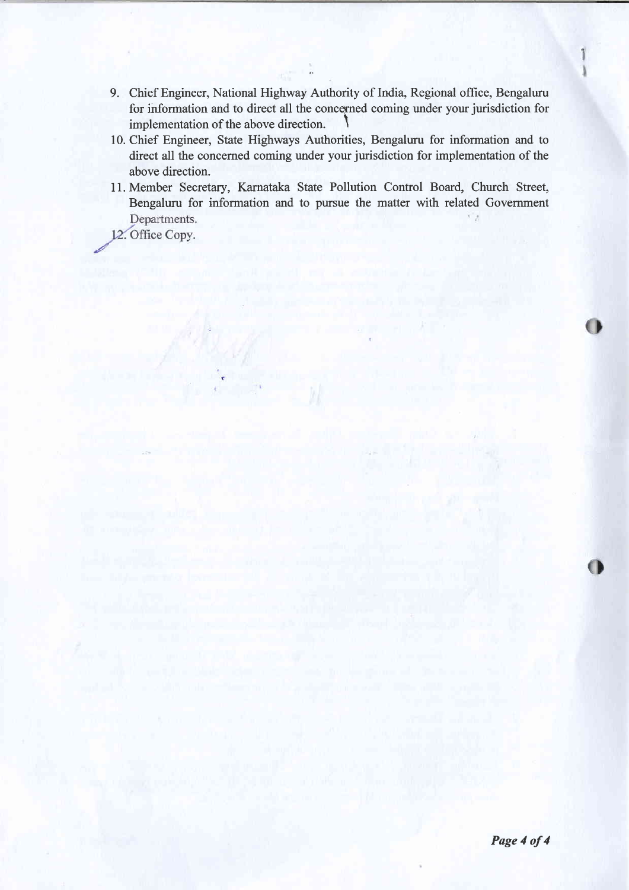9. Chief Engineer, National Highway Authority of India, Regional office, Bengaluru for information and to direct all the concerned coming under your jurisdiction for implementation of the above direction.
10. Chief Engineer, State Highways Authorities, Bengaluru for information and to direct all the concerned coming under your jurisdiction for implementation of the above direction.
11. Member Secretary, Karnataka State Pollution Control Board, Church Street, Bengaluru for information and to pursue the matter with related Government Departments.
12. Office Copy.